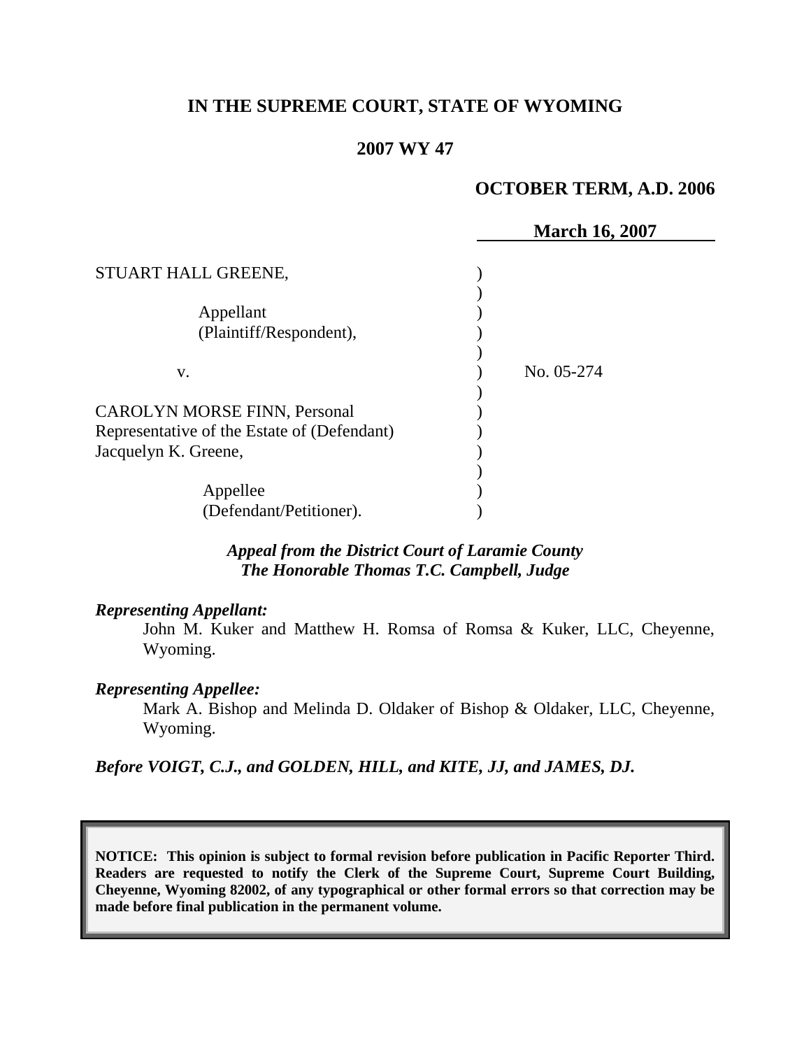**IN THE SUPREME COURT, STATE OF WYOMING**

**2007 WY 47**

**OCTOBER TERM, A.D. 2006**

**March 16, 2007**

| | |
|---|---|
| STUART HALL GREENE,<br><br>Appellant<br>(Plaintiff/Respondent),<br><br>v.<br><br>CAROLYN MORSE FINN, Personal Representative of the Estate of (Defendant) Jacquelyn K. Greene,<br><br>Appellee<br>(Defendant/Petitioner). | No. 05-274 |

***Appeal from the District Court of Laramie County***
***The Honorable Thomas T.C. Campbell, Judge***

***Representing Appellant:***

John M. Kuker and Matthew H. Romsa of Romsa & Kuker, LLC, Cheyenne, Wyoming.

***Representing Appellee:***

Mark A. Bishop and Melinda D. Oldaker of Bishop & Oldaker, LLC, Cheyenne, Wyoming.

***Before VOIGT, C.J., and GOLDEN, HILL, and KITE, JJ, and JAMES, DJ.***

**NOTICE: This opinion is subject to formal revision before publication in Pacific Reporter Third. Readers are requested to notify the Clerk of the Supreme Court, Supreme Court Building, Cheyenne, Wyoming 82002, of any typographical or other formal errors so that correction may be made before final publication in the permanent volume.**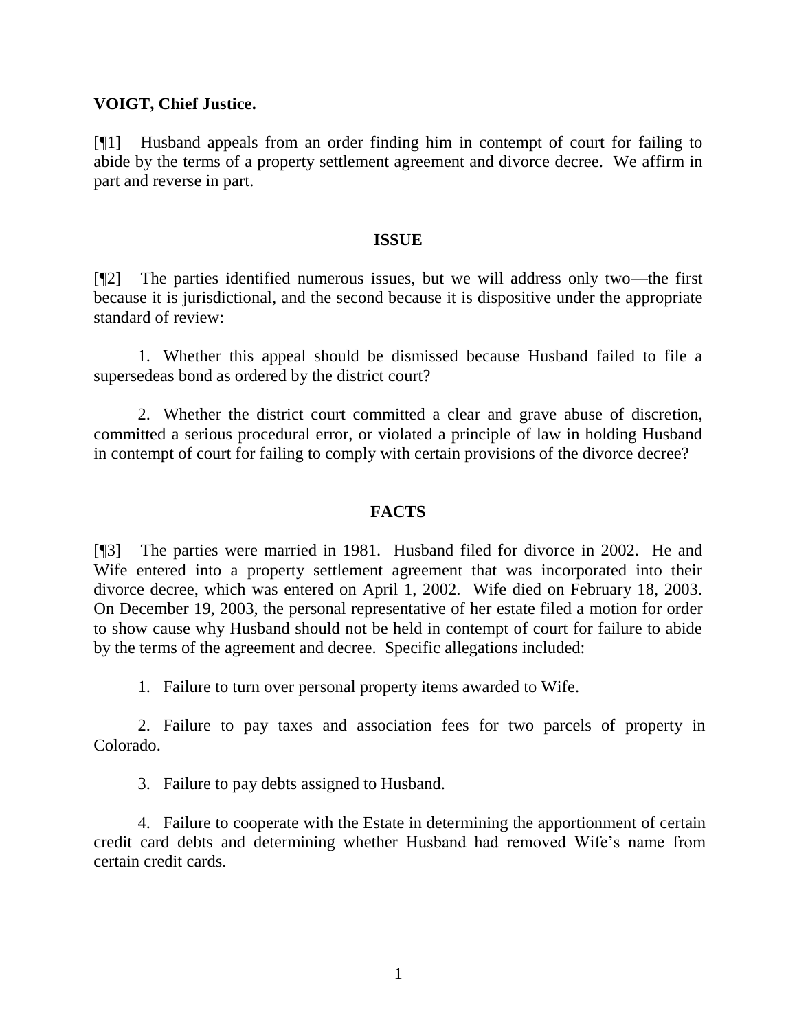**VOIGT, Chief Justice.**

[¶1] Husband appeals from an order finding him in contempt of court for failing to abide by the terms of a property settlement agreement and divorce decree. We affirm in part and reverse in part.

## ISSUE

[¶2] The parties identified numerous issues, but we will address only two—the first because it is jurisdictional, and the second because it is dispositive under the appropriate standard of review:

1. Whether this appeal should be dismissed because Husband failed to file a supersedeas bond as ordered by the district court?

2. Whether the district court committed a clear and grave abuse of discretion, committed a serious procedural error, or violated a principle of law in holding Husband in contempt of court for failing to comply with certain provisions of the divorce decree?

## FACTS

[¶3] The parties were married in 1981. Husband filed for divorce in 2002. He and Wife entered into a property settlement agreement that was incorporated into their divorce decree, which was entered on April 1, 2002. Wife died on February 18, 2003. On December 19, 2003, the personal representative of her estate filed a motion for order to show cause why Husband should not be held in contempt of court for failure to abide by the terms of the agreement and decree. Specific allegations included:

1. Failure to turn over personal property items awarded to Wife.

2. Failure to pay taxes and association fees for two parcels of property in Colorado.

3. Failure to pay debts assigned to Husband.

4. Failure to cooperate with the Estate in determining the apportionment of certain credit card debts and determining whether Husband had removed Wife's name from certain credit cards.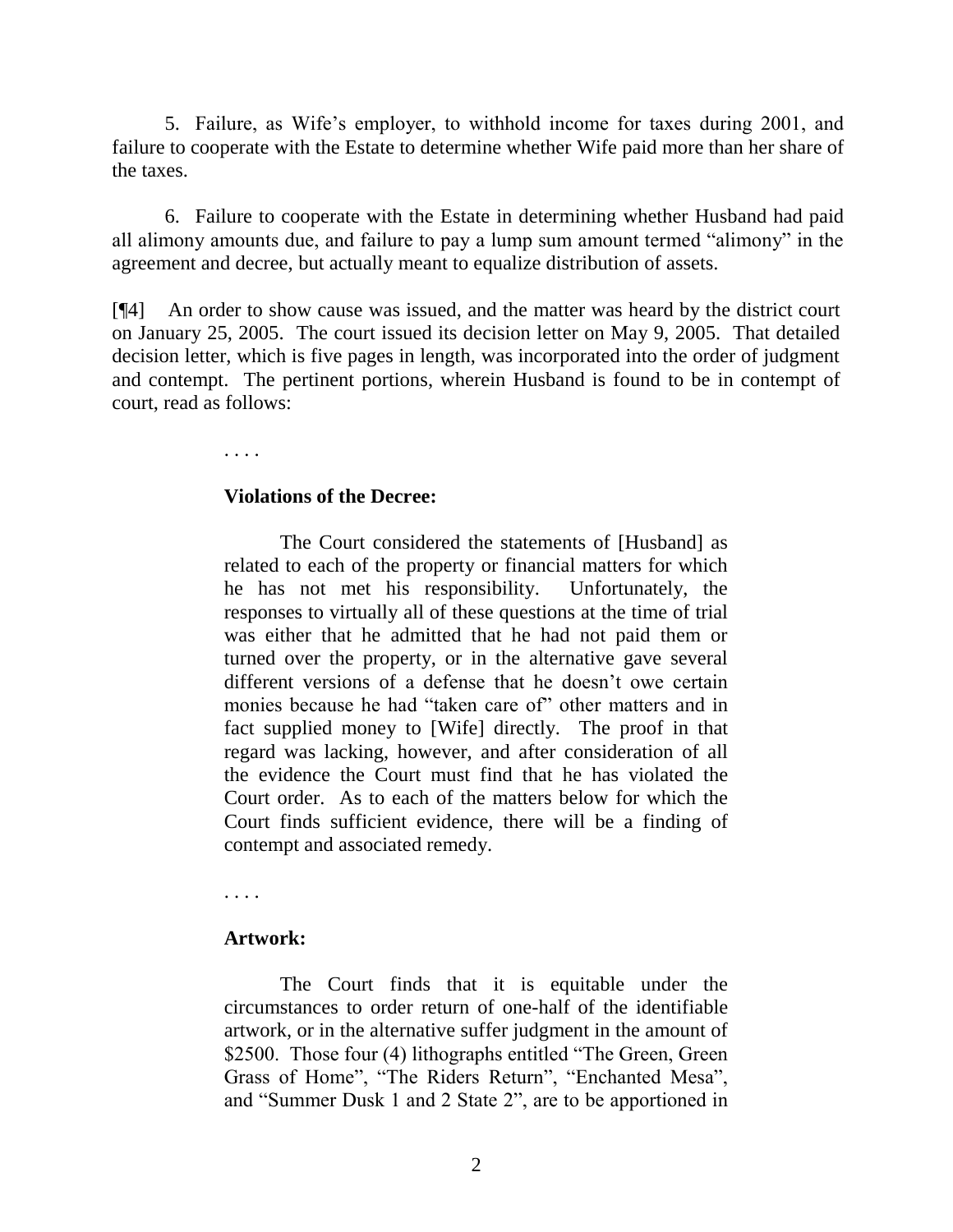5. Failure, as Wife's employer, to withhold income for taxes during 2001, and failure to cooperate with the Estate to determine whether Wife paid more than her share of the taxes.

6. Failure to cooperate with the Estate in determining whether Husband had paid all alimony amounts due, and failure to pay a lump sum amount termed "alimony" in the agreement and decree, but actually meant to equalize distribution of assets.

[¶4] An order to show cause was issued, and the matter was heard by the district court on January 25, 2005. The court issued its decision letter on May 9, 2005. That detailed decision letter, which is five pages in length, was incorporated into the order of judgment and contempt. The pertinent portions, wherein Husband is found to be in contempt of court, read as follows:

> . . . .
>
> **Violations of the Decree:**
>
> The Court considered the statements of [Husband] as related to each of the property or financial matters for which he has not met his responsibility. Unfortunately, the responses to virtually all of these questions at the time of trial was either that he admitted that he had not paid them or turned over the property, or in the alternative gave several different versions of a defense that he doesn't owe certain monies because he had "taken care of" other matters and in fact supplied money to [Wife] directly. The proof in that regard was lacking, however, and after consideration of all the evidence the Court must find that he has violated the Court order. As to each of the matters below for which the Court finds sufficient evidence, there will be a finding of contempt and associated remedy.
>
> . . . .
>
> **Artwork:**
>
> The Court finds that it is equitable under the circumstances to order return of one-half of the identifiable artwork, or in the alternative suffer judgment in the amount of \$2500. Those four (4) lithographs entitled "The Green, Green Grass of Home", "The Riders Return", "Enchanted Mesa", and "Summer Dusk 1 and 2 State 2", are to be apportioned in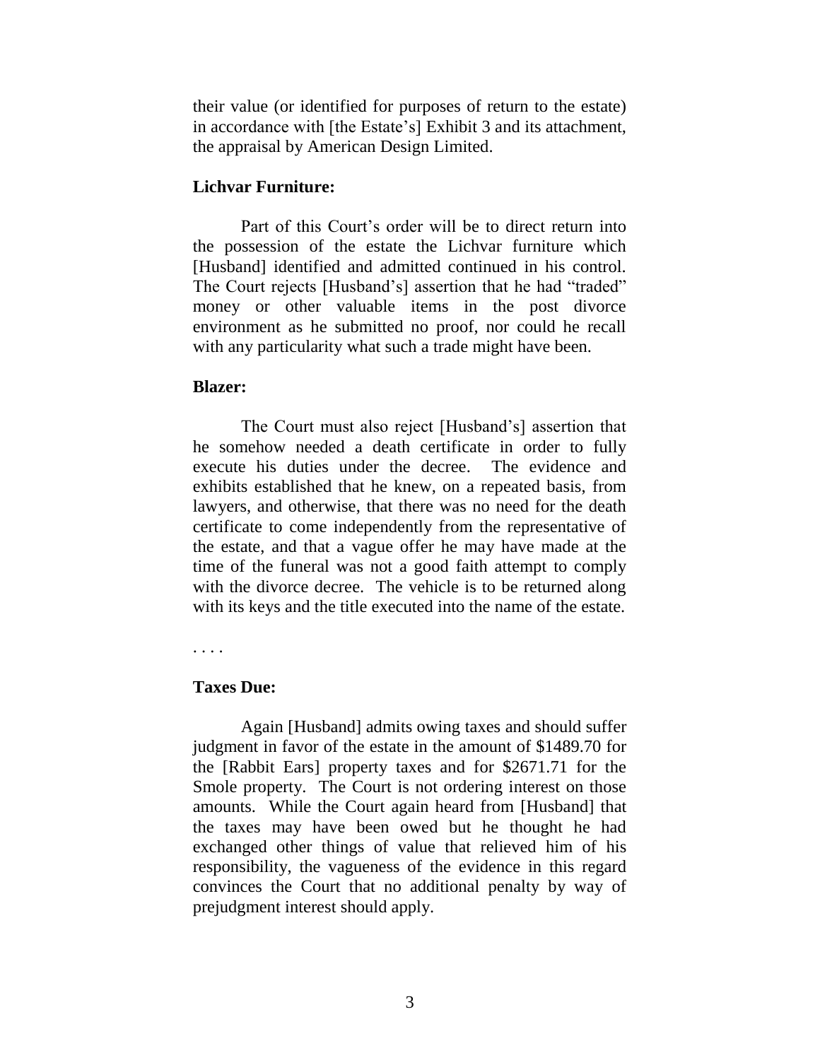their value (or identified for purposes of return to the estate) in accordance with [the Estate's] Exhibit 3 and its attachment, the appraisal by American Design Limited.

**Lichvar Furniture:**

Part of this Court's order will be to direct return into the possession of the estate the Lichvar furniture which [Husband] identified and admitted continued in his control. The Court rejects [Husband's] assertion that he had "traded" money or other valuable items in the post divorce environment as he submitted no proof, nor could he recall with any particularity what such a trade might have been.

**Blazer:**

The Court must also reject [Husband's] assertion that he somehow needed a death certificate in order to fully execute his duties under the decree. The evidence and exhibits established that he knew, on a repeated basis, from lawyers, and otherwise, that there was no need for the death certificate to come independently from the representative of the estate, and that a vague offer he may have made at the time of the funeral was not a good faith attempt to comply with the divorce decree. The vehicle is to be returned along with its keys and the title executed into the name of the estate.

. . . .

**Taxes Due:**

Again [Husband] admits owing taxes and should suffer judgment in favor of the estate in the amount of $1489.70 for the [Rabbit Ears] property taxes and for $2671.71 for the Smole property. The Court is not ordering interest on those amounts. While the Court again heard from [Husband] that the taxes may have been owed but he thought he had exchanged other things of value that relieved him of his responsibility, the vagueness of the evidence in this regard convinces the Court that no additional penalty by way of prejudgment interest should apply.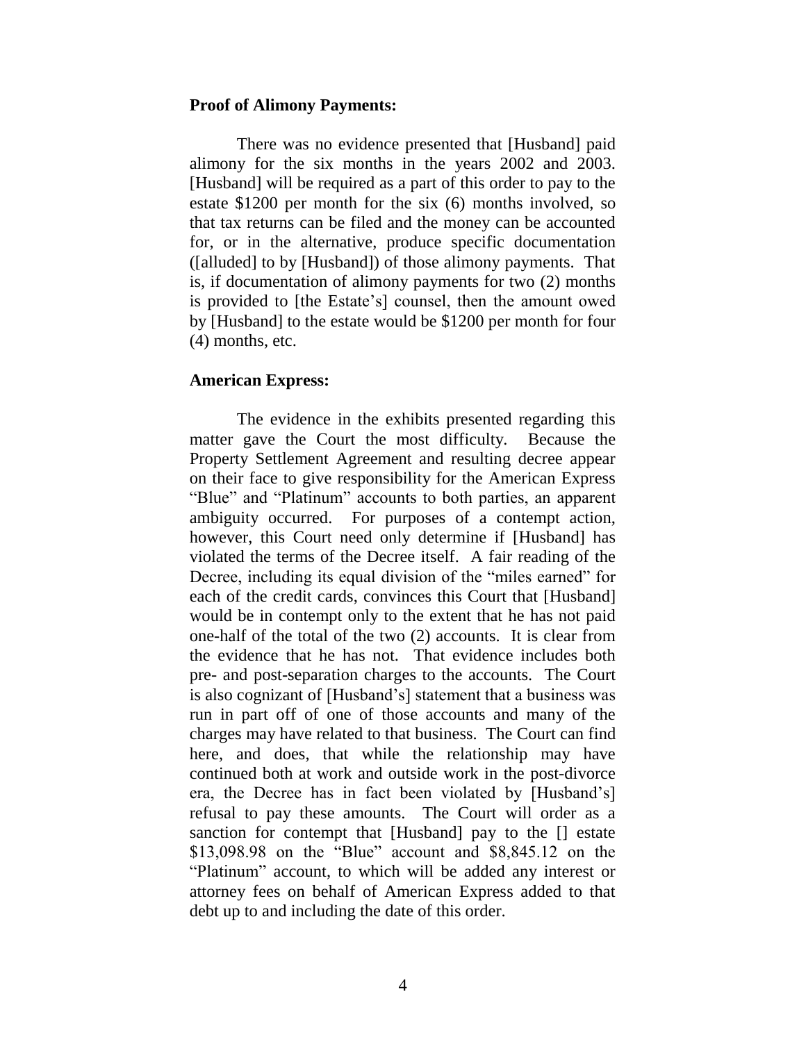**Proof of Alimony Payments:**

There was no evidence presented that [Husband] paid alimony for the six months in the years 2002 and 2003. [Husband] will be required as a part of this order to pay to the estate $1200 per month for the six (6) months involved, so that tax returns can be filed and the money can be accounted for, or in the alternative, produce specific documentation ([alluded] to by [Husband]) of those alimony payments. That is, if documentation of alimony payments for two (2) months is provided to [the Estate's] counsel, then the amount owed by [Husband] to the estate would be $1200 per month for four (4) months, etc.

**American Express:**

The evidence in the exhibits presented regarding this matter gave the Court the most difficulty. Because the Property Settlement Agreement and resulting decree appear on their face to give responsibility for the American Express "Blue" and "Platinum" accounts to both parties, an apparent ambiguity occurred. For purposes of a contempt action, however, this Court need only determine if [Husband] has violated the terms of the Decree itself. A fair reading of the Decree, including its equal division of the "miles earned" for each of the credit cards, convinces this Court that [Husband] would be in contempt only to the extent that he has not paid one-half of the total of the two (2) accounts. It is clear from the evidence that he has not. That evidence includes both pre- and post-separation charges to the accounts. The Court is also cognizant of [Husband's] statement that a business was run in part off of one of those accounts and many of the charges may have related to that business. The Court can find here, and does, that while the relationship may have continued both at work and outside work in the post-divorce era, the Decree has in fact been violated by [Husband's] refusal to pay these amounts. The Court will order as a sanction for contempt that [Husband] pay to the [] estate $13,098.98 on the "Blue" account and $8,845.12 on the "Platinum" account, to which will be added any interest or attorney fees on behalf of American Express added to that debt up to and including the date of this order.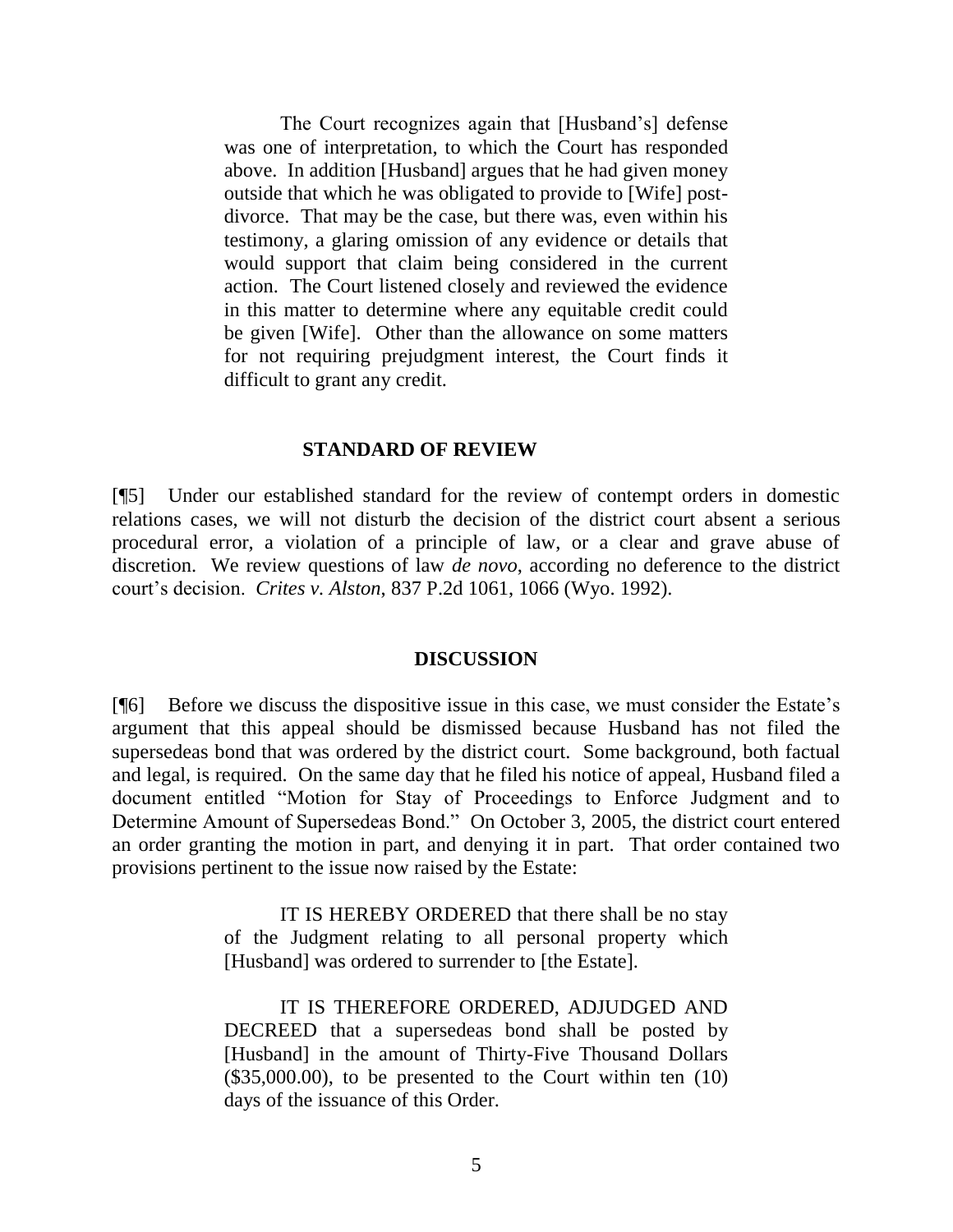> The Court recognizes again that [Husband's] defense was one of interpretation, to which the Court has responded above. In addition [Husband] argues that he had given money outside that which he was obligated to provide to [Wife] post-divorce. That may be the case, but there was, even within his testimony, a glaring omission of any evidence or details that would support that claim being considered in the current action. The Court listened closely and reviewed the evidence in this matter to determine where any equitable credit could be given [Wife]. Other than the allowance on some matters for not requiring prejudgment interest, the Court finds it difficult to grant any credit.

## STANDARD OF REVIEW

[¶5] Under our established standard for the review of contempt orders in domestic relations cases, we will not disturb the decision of the district court absent a serious procedural error, a violation of a principle of law, or a clear and grave abuse of discretion. We review questions of law *de novo*, according no deference to the district court's decision. *Crites v. Alston*, 837 P.2d 1061, 1066 (Wyo. 1992).

## DISCUSSION

[¶6] Before we discuss the dispositive issue in this case, we must consider the Estate's argument that this appeal should be dismissed because Husband has not filed the supersedeas bond that was ordered by the district court. Some background, both factual and legal, is required. On the same day that he filed his notice of appeal, Husband filed a document entitled "Motion for Stay of Proceedings to Enforce Judgment and to Determine Amount of Supersedeas Bond." On October 3, 2005, the district court entered an order granting the motion in part, and denying it in part. That order contained two provisions pertinent to the issue now raised by the Estate:

> IT IS HEREBY ORDERED that there shall be no stay of the Judgment relating to all personal property which [Husband] was ordered to surrender to [the Estate].
>
> IT IS THEREFORE ORDERED, ADJUDGED AND DECREED that a supersedeas bond shall be posted by [Husband] in the amount of Thirty-Five Thousand Dollars ($35,000.00), to be presented to the Court within ten (10) days of the issuance of this Order.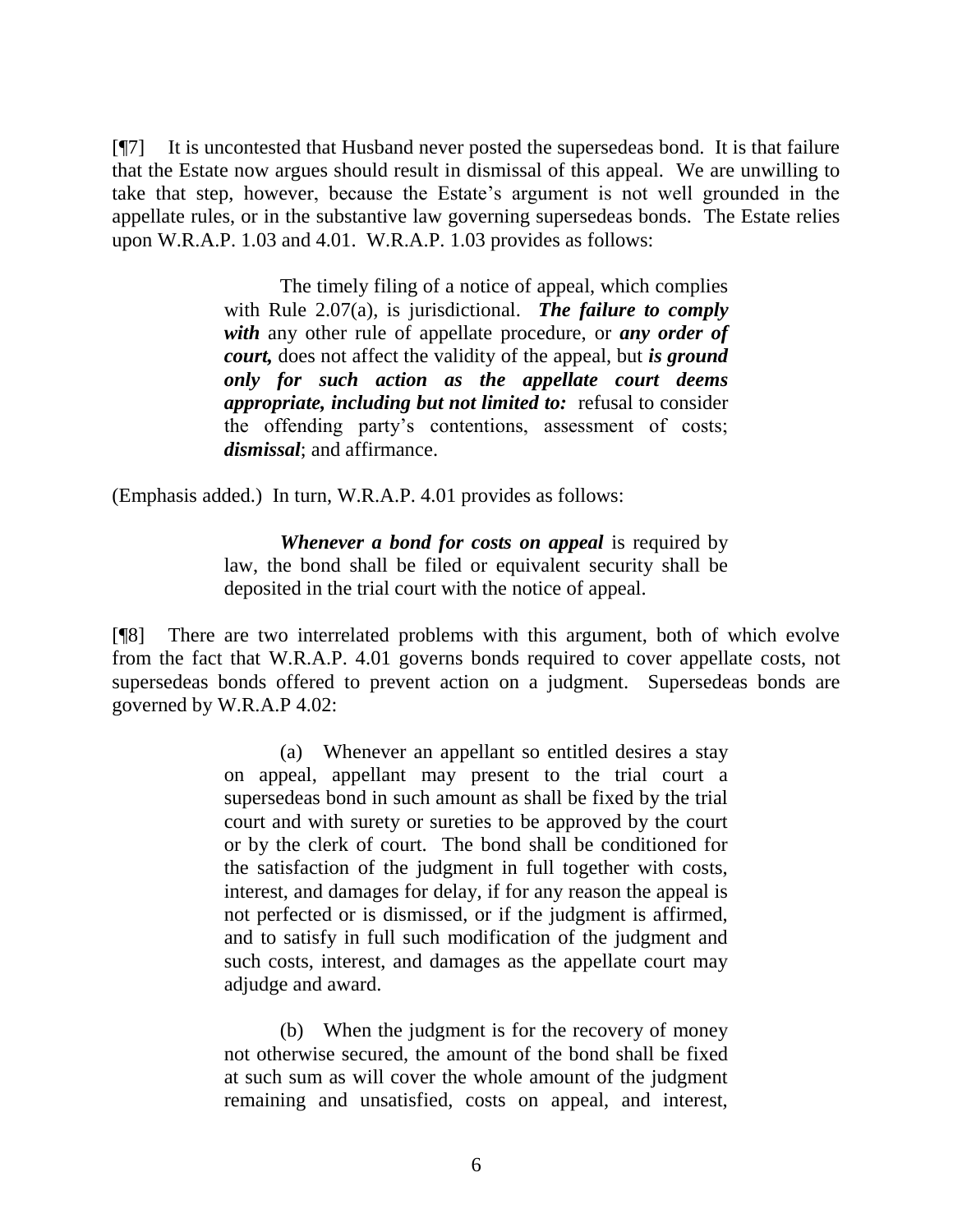[¶7] It is uncontested that Husband never posted the supersedeas bond. It is that failure that the Estate now argues should result in dismissal of this appeal. We are unwilling to take that step, however, because the Estate's argument is not well grounded in the appellate rules, or in the substantive law governing supersedeas bonds. The Estate relies upon W.R.A.P. 1.03 and 4.01. W.R.A.P. 1.03 provides as follows:

> The timely filing of a notice of appeal, which complies with Rule 2.07(a), is jurisdictional. ***The failure to comply with*** any other rule of appellate procedure, or ***any order of court,*** does not affect the validity of the appeal, but ***is ground only for such action as the appellate court deems appropriate, including but not limited to:*** refusal to consider the offending party's contentions, assessment of costs; ***dismissal***; and affirmance.

(Emphasis added.) In turn, W.R.A.P. 4.01 provides as follows:

> ***Whenever a bond for costs on appeal*** is required by law, the bond shall be filed or equivalent security shall be deposited in the trial court with the notice of appeal.

[¶8] There are two interrelated problems with this argument, both of which evolve from the fact that W.R.A.P. 4.01 governs bonds required to cover appellate costs, not supersedeas bonds offered to prevent action on a judgment. Supersedeas bonds are governed by W.R.A.P 4.02:

> (a) Whenever an appellant so entitled desires a stay on appeal, appellant may present to the trial court a supersedeas bond in such amount as shall be fixed by the trial court and with surety or sureties to be approved by the court or by the clerk of court. The bond shall be conditioned for the satisfaction of the judgment in full together with costs, interest, and damages for delay, if for any reason the appeal is not perfected or is dismissed, or if the judgment is affirmed, and to satisfy in full such modification of the judgment and such costs, interest, and damages as the appellate court may adjudge and award.
>
> (b) When the judgment is for the recovery of money not otherwise secured, the amount of the bond shall be fixed at such sum as will cover the whole amount of the judgment remaining and unsatisfied, costs on appeal, and interest,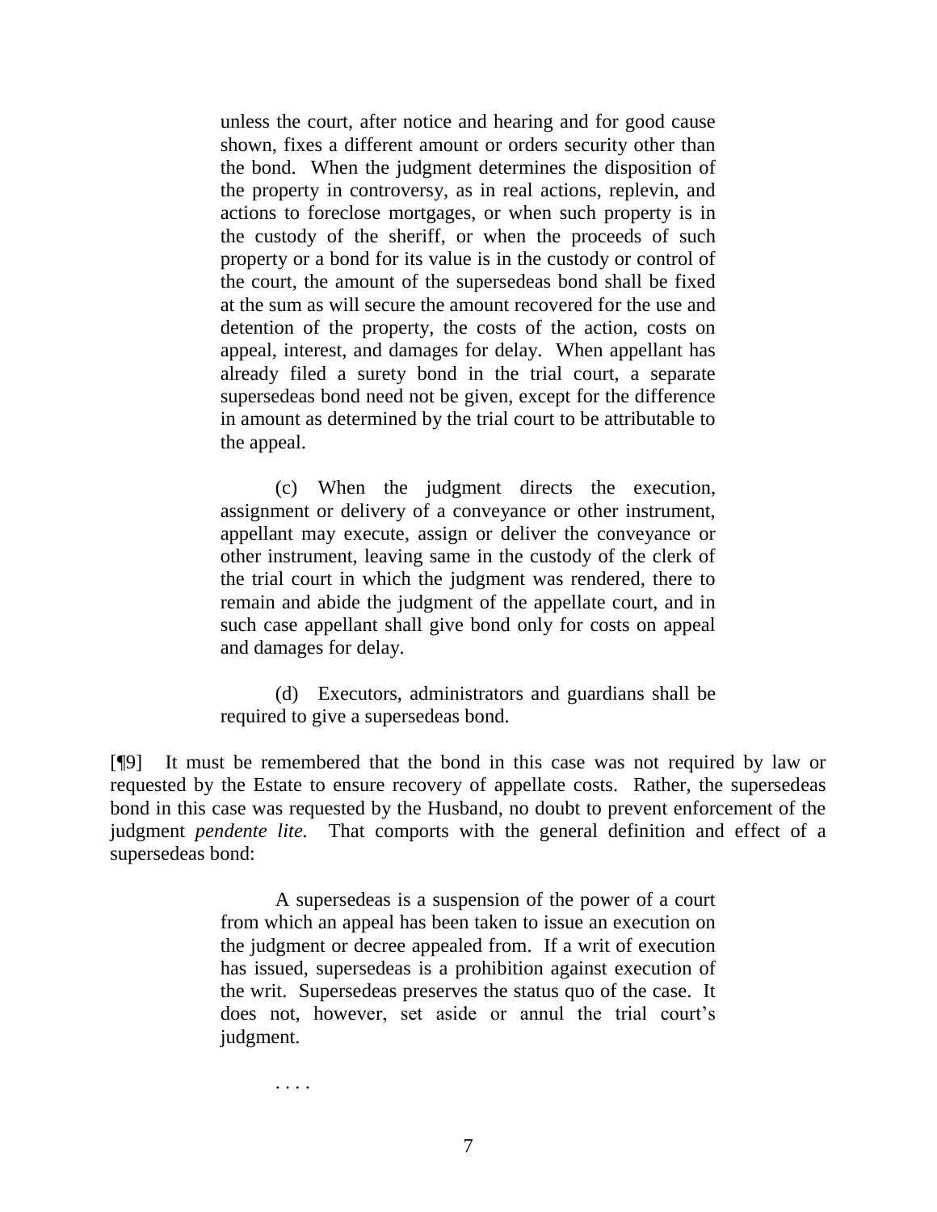> unless the court, after notice and hearing and for good cause shown, fixes a different amount or orders security other than the bond. When the judgment determines the disposition of the property in controversy, as in real actions, replevin, and actions to foreclose mortgages, or when such property is in the custody of the sheriff, or when the proceeds of such property or a bond for its value is in the custody or control of the court, the amount of the supersedeas bond shall be fixed at the sum as will secure the amount recovered for the use and detention of the property, the costs of the action, costs on appeal, interest, and damages for delay. When appellant has already filed a surety bond in the trial court, a separate supersedeas bond need not be given, except for the difference in amount as determined by the trial court to be attributable to the appeal.
>
> (c) When the judgment directs the execution, assignment or delivery of a conveyance or other instrument, appellant may execute, assign or deliver the conveyance or other instrument, leaving same in the custody of the clerk of the trial court in which the judgment was rendered, there to remain and abide the judgment of the appellate court, and in such case appellant shall give bond only for costs on appeal and damages for delay.
>
> (d) Executors, administrators and guardians shall be required to give a supersedeas bond.

[¶9] It must be remembered that the bond in this case was not required by law or requested by the Estate to ensure recovery of appellate costs. Rather, the supersedeas bond in this case was requested by the Husband, no doubt to prevent enforcement of the judgment *pendente lite.* That comports with the general definition and effect of a supersedeas bond:

> A supersedeas is a suspension of the power of a court from which an appeal has been taken to issue an execution on the judgment or decree appealed from. If a writ of execution has issued, supersedeas is a prohibition against execution of the writ. Supersedeas preserves the status quo of the case. It does not, however, set aside or annul the trial court's judgment.
>
> . . . .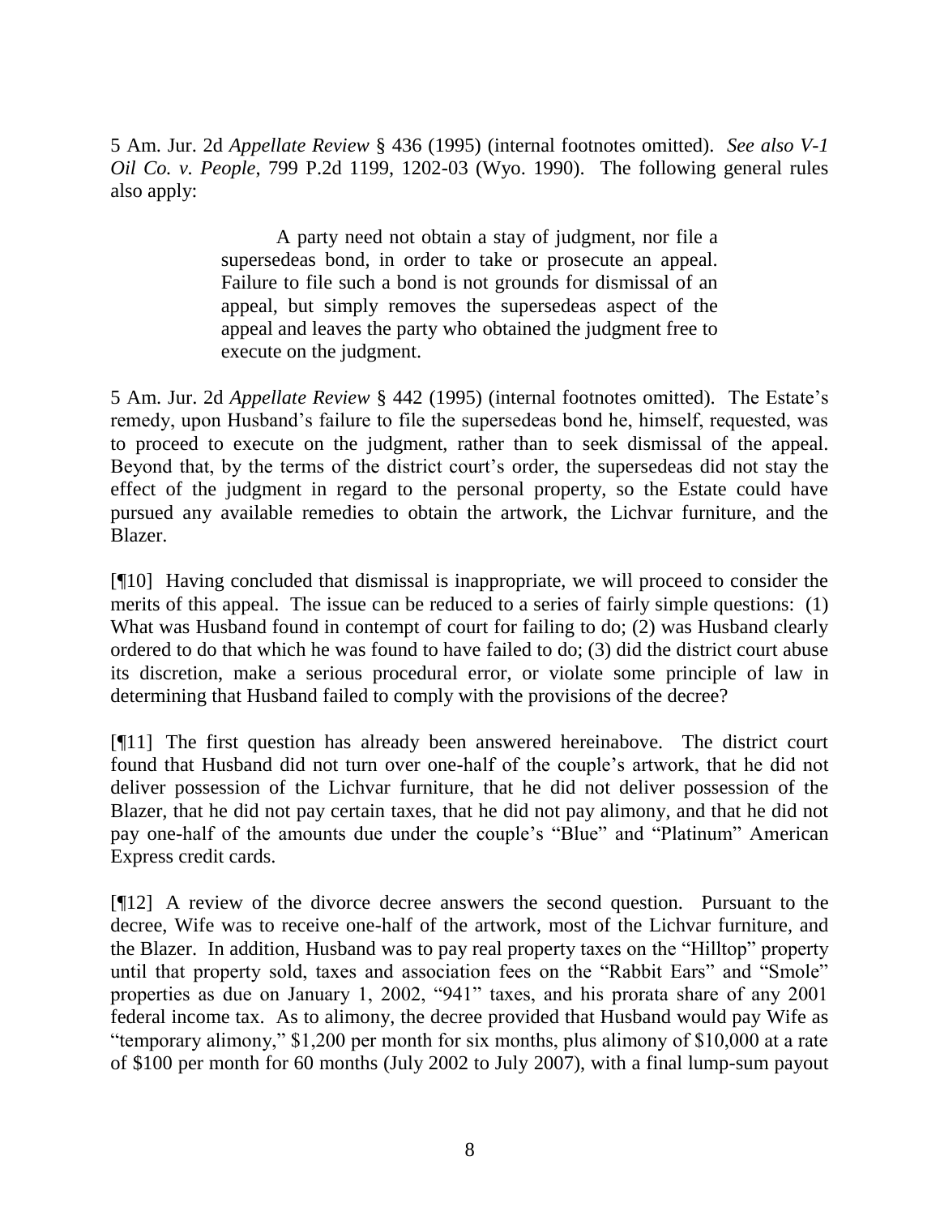5 Am. Jur. 2d *Appellate Review* § 436 (1995) (internal footnotes omitted). *See also V-1 Oil Co. v. People*, 799 P.2d 1199, 1202-03 (Wyo. 1990). The following general rules also apply:

> A party need not obtain a stay of judgment, nor file a supersedeas bond, in order to take or prosecute an appeal. Failure to file such a bond is not grounds for dismissal of an appeal, but simply removes the supersedeas aspect of the appeal and leaves the party who obtained the judgment free to execute on the judgment.

5 Am. Jur. 2d *Appellate Review* § 442 (1995) (internal footnotes omitted). The Estate's remedy, upon Husband's failure to file the supersedeas bond he, himself, requested, was to proceed to execute on the judgment, rather than to seek dismissal of the appeal. Beyond that, by the terms of the district court's order, the supersedeas did not stay the effect of the judgment in regard to the personal property, so the Estate could have pursued any available remedies to obtain the artwork, the Lichvar furniture, and the Blazer.

[¶10] Having concluded that dismissal is inappropriate, we will proceed to consider the merits of this appeal. The issue can be reduced to a series of fairly simple questions: (1) What was Husband found in contempt of court for failing to do; (2) was Husband clearly ordered to do that which he was found to have failed to do; (3) did the district court abuse its discretion, make a serious procedural error, or violate some principle of law in determining that Husband failed to comply with the provisions of the decree?

[¶11] The first question has already been answered hereinabove. The district court found that Husband did not turn over one-half of the couple's artwork, that he did not deliver possession of the Lichvar furniture, that he did not deliver possession of the Blazer, that he did not pay certain taxes, that he did not pay alimony, and that he did not pay one-half of the amounts due under the couple's "Blue" and "Platinum" American Express credit cards.

[¶12] A review of the divorce decree answers the second question. Pursuant to the decree, Wife was to receive one-half of the artwork, most of the Lichvar furniture, and the Blazer. In addition, Husband was to pay real property taxes on the "Hilltop" property until that property sold, taxes and association fees on the "Rabbit Ears" and "Smole" properties as due on January 1, 2002, "941" taxes, and his prorata share of any 2001 federal income tax. As to alimony, the decree provided that Husband would pay Wife as "temporary alimony," $1,200 per month for six months, plus alimony of $10,000 at a rate of $100 per month for 60 months (July 2002 to July 2007), with a final lump-sum payout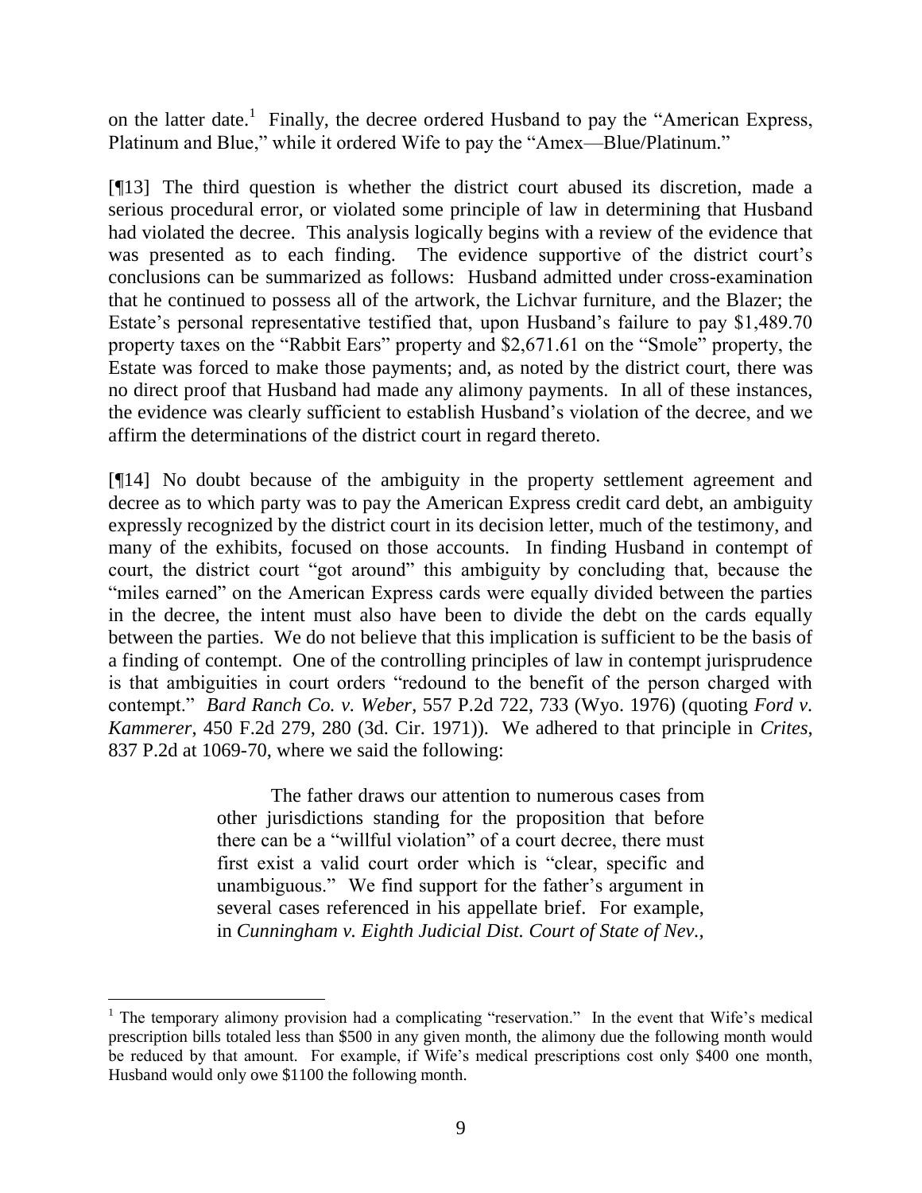on the latter date.[1] Finally, the decree ordered Husband to pay the "American Express, Platinum and Blue," while it ordered Wife to pay the "Amex—Blue/Platinum."

[¶13] The third question is whether the district court abused its discretion, made a serious procedural error, or violated some principle of law in determining that Husband had violated the decree. This analysis logically begins with a review of the evidence that was presented as to each finding. The evidence supportive of the district court's conclusions can be summarized as follows: Husband admitted under cross-examination that he continued to possess all of the artwork, the Lichvar furniture, and the Blazer; the Estate's personal representative testified that, upon Husband's failure to pay $1,489.70 property taxes on the "Rabbit Ears" property and $2,671.61 on the "Smole" property, the Estate was forced to make those payments; and, as noted by the district court, there was no direct proof that Husband had made any alimony payments. In all of these instances, the evidence was clearly sufficient to establish Husband's violation of the decree, and we affirm the determinations of the district court in regard thereto.

[¶14] No doubt because of the ambiguity in the property settlement agreement and decree as to which party was to pay the American Express credit card debt, an ambiguity expressly recognized by the district court in its decision letter, much of the testimony, and many of the exhibits, focused on those accounts. In finding Husband in contempt of court, the district court "got around" this ambiguity by concluding that, because the "miles earned" on the American Express cards were equally divided between the parties in the decree, the intent must also have been to divide the debt on the cards equally between the parties. We do not believe that this implication is sufficient to be the basis of a finding of contempt. One of the controlling principles of law in contempt jurisprudence is that ambiguities in court orders "redound to the benefit of the person charged with contempt." *Bard Ranch Co. v. Weber*, 557 P.2d 722, 733 (Wyo. 1976) (quoting *Ford v. Kammerer*, 450 F.2d 279, 280 (3d. Cir. 1971)). We adhered to that principle in *Crites*, 837 P.2d at 1069-70, where we said the following:

> The father draws our attention to numerous cases from other jurisdictions standing for the proposition that before there can be a "willful violation" of a court decree, there must first exist a valid court order which is "clear, specific and unambiguous." We find support for the father's argument in several cases referenced in his appellate brief. For example, in *Cunningham v. Eighth Judicial Dist. Court of State of Nev.,*

---

[1] The temporary alimony provision had a complicating "reservation." In the event that Wife's medical prescription bills totaled less than $500 in any given month, the alimony due the following month would be reduced by that amount. For example, if Wife's medical prescriptions cost only $400 one month, Husband would only owe $1100 the following month.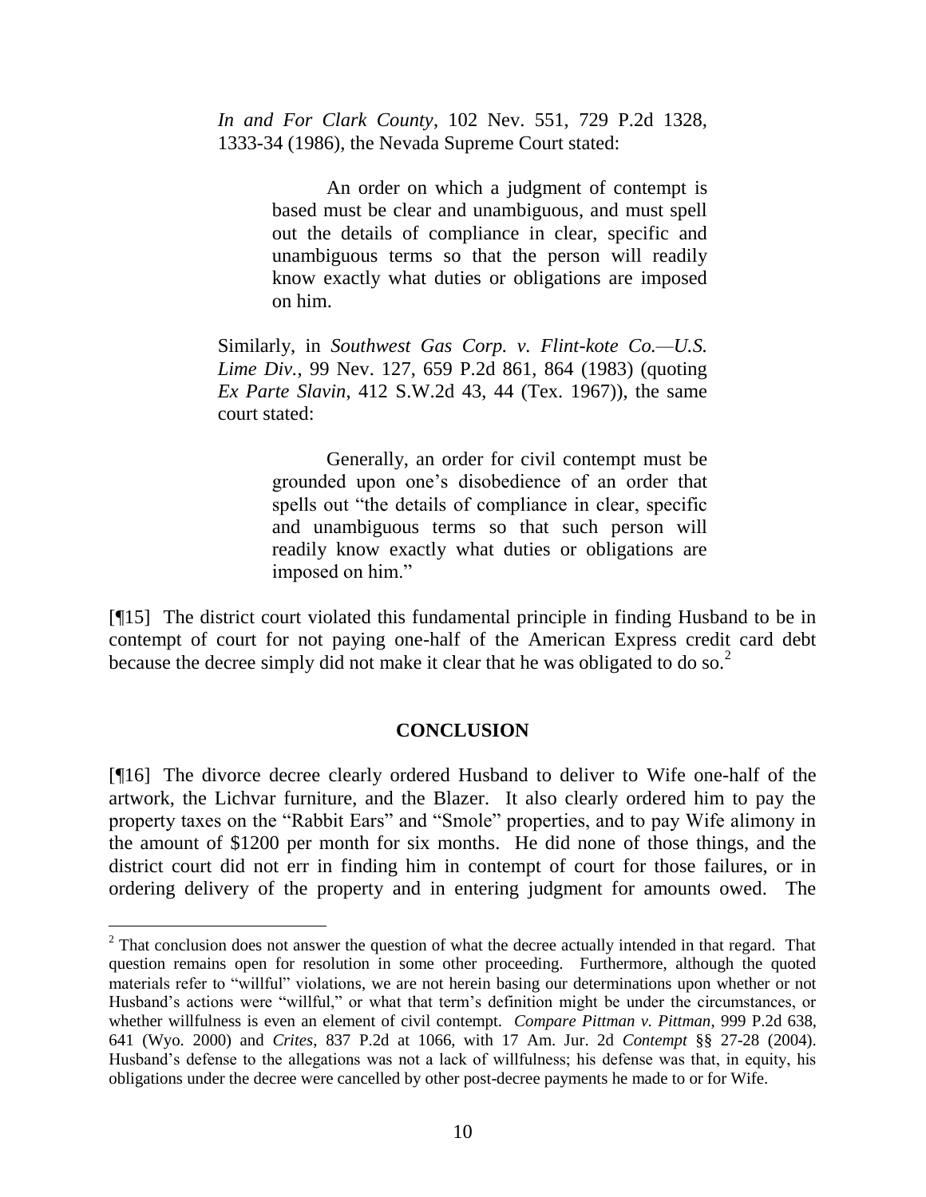*In and For Clark County*, 102 Nev. 551, 729 P.2d 1328, 1333-34 (1986), the Nevada Supreme Court stated:

> An order on which a judgment of contempt is based must be clear and unambiguous, and must spell out the details of compliance in clear, specific and unambiguous terms so that the person will readily know exactly what duties or obligations are imposed on him.

Similarly, in *Southwest Gas Corp. v. Flint-kote Co.—U.S. Lime Div.*, 99 Nev. 127, 659 P.2d 861, 864 (1983) (quoting *Ex Parte Slavin*, 412 S.W.2d 43, 44 (Tex. 1967)), the same court stated:

> Generally, an order for civil contempt must be grounded upon one's disobedience of an order that spells out "the details of compliance in clear, specific and unambiguous terms so that such person will readily know exactly what duties or obligations are imposed on him."

[¶15] The district court violated this fundamental principle in finding Husband to be in contempt of court for not paying one-half of the American Express credit card debt because the decree simply did not make it clear that he was obligated to do so.[2]

## CONCLUSION

[¶16] The divorce decree clearly ordered Husband to deliver to Wife one-half of the artwork, the Lichvar furniture, and the Blazer. It also clearly ordered him to pay the property taxes on the "Rabbit Ears" and "Smole" properties, and to pay Wife alimony in the amount of $1200 per month for six months. He did none of those things, and the district court did not err in finding him in contempt of court for those failures, or in ordering delivery of the property and in entering judgment for amounts owed. The

[2] That conclusion does not answer the question of what the decree actually intended in that regard. That question remains open for resolution in some other proceeding. Furthermore, although the quoted materials refer to "willful" violations, we are not herein basing our determinations upon whether or not Husband's actions were "willful," or what that term's definition might be under the circumstances, or whether willfulness is even an element of civil contempt. *Compare Pittman v. Pittman*, 999 P.2d 638, 641 (Wyo. 2000) and *Crites*, 837 P.2d at 1066, with 17 Am. Jur. 2d *Contempt* §§ 27-28 (2004). Husband's defense to the allegations was not a lack of willfulness; his defense was that, in equity, his obligations under the decree were cancelled by other post-decree payments he made to or for Wife.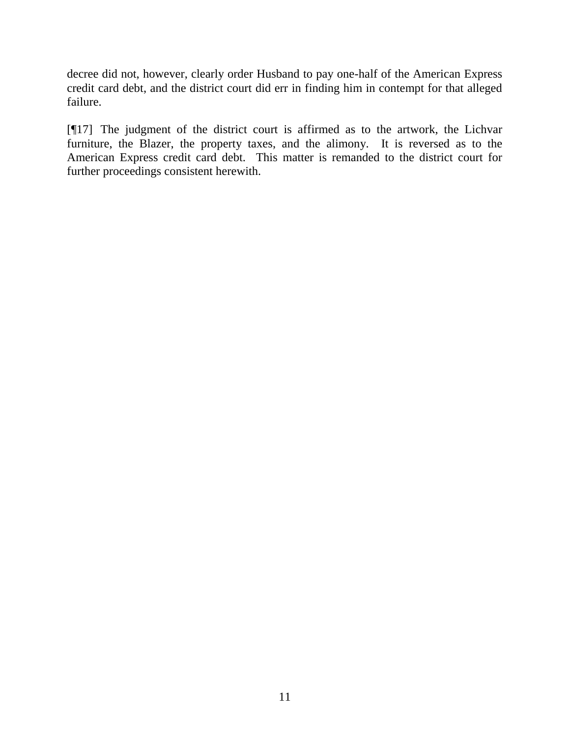decree did not, however, clearly order Husband to pay one-half of the American Express credit card debt, and the district court did err in finding him in contempt for that alleged failure.

[¶17] The judgment of the district court is affirmed as to the artwork, the Lichvar furniture, the Blazer, the property taxes, and the alimony. It is reversed as to the American Express credit card debt. This matter is remanded to the district court for further proceedings consistent herewith.